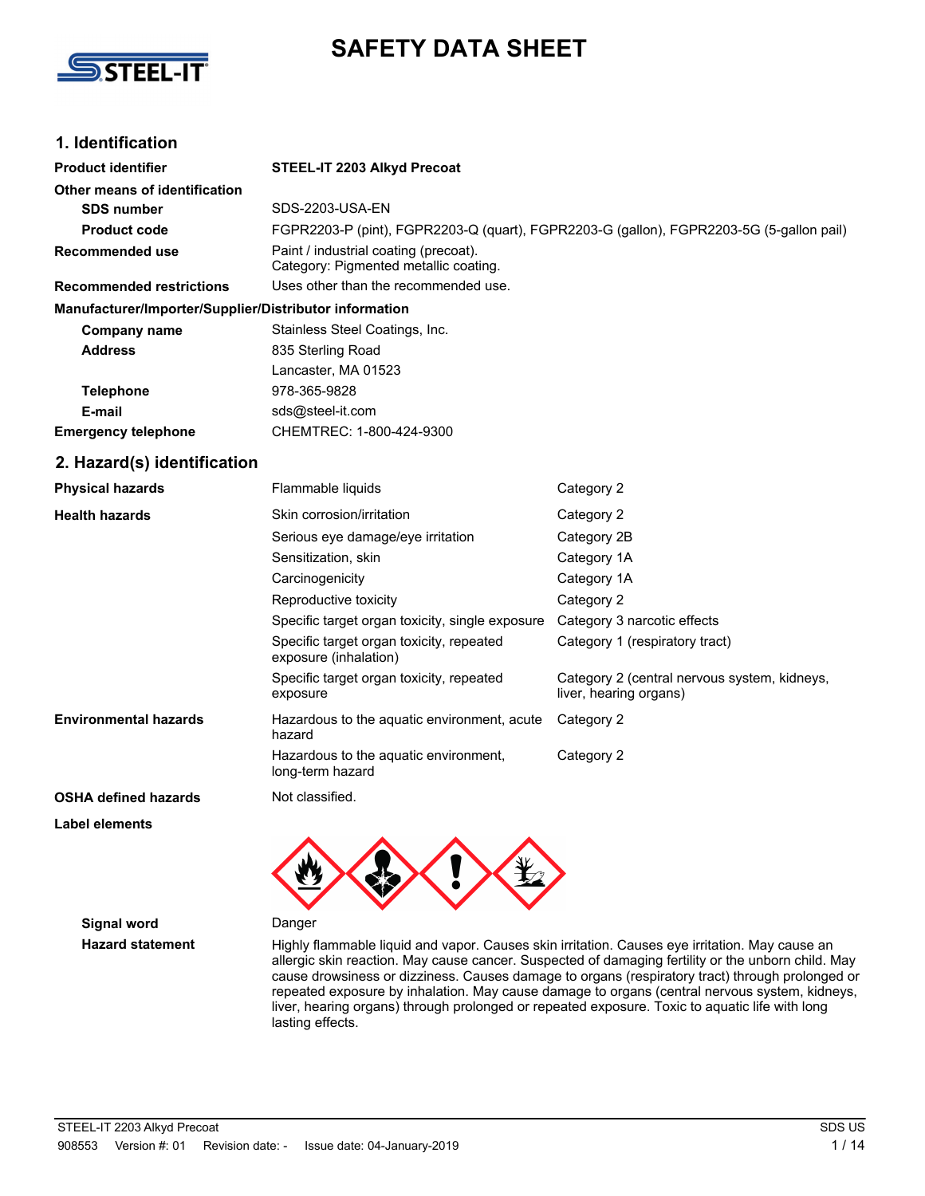# SAFETY DATA SHEET

## 1. Identification

| | |
|---|---|
| **Product identifier** | **STEEL-IT 2203 Alkyd Precoat** |
| **Other means of identification** | |
| **SDS number** | SDS-2203-USA-EN |
| **Product code** | FGPR2203-P (pint), FGPR2203-Q (quart), FGPR2203-G (gallon), FGPR2203-5G (5-gallon pail) |
| **Recommended use** | Paint / industrial coating (precoat).<br>Category: Pigmented metallic coating. |
| **Recommended restrictions** | Uses other than the recommended use. |

**Manufacturer/Importer/Supplier/Distributor information**

| | |
|---|---|
| **Company name** | Stainless Steel Coatings, Inc. |
| **Address** | 835 Sterling Road<br>Lancaster, MA 01523 |
| **Telephone** | 978-365-9828 |
| **E-mail** | sds@steel-it.com |
| **Emergency telephone** | CHEMTREC: 1-800-424-9300 |

## 2. Hazard(s) identification

| | | |
|---|---|---|
| **Physical hazards** | Flammable liquids | Category 2 |
| **Health hazards** | Skin corrosion/irritation | Category 2 |
| | Serious eye damage/eye irritation | Category 2B |
| | Sensitization, skin | Category 1A |
| | Carcinogenicity | Category 1A |
| | Reproductive toxicity | Category 2 |
| | Specific target organ toxicity, single exposure | Category 3 narcotic effects |
| | Specific target organ toxicity, repeated exposure (inhalation) | Category 1 (respiratory tract) |
| | Specific target organ toxicity, repeated exposure | Category 2 (central nervous system, kidneys, liver, hearing organs) |
| **Environmental hazards** | Hazardous to the aquatic environment, acute hazard | Category 2 |
| | Hazardous to the aquatic environment, long-term hazard | Category 2 |
| **OSHA defined hazards** | Not classified. | |

**Label elements**

**Signal word** Danger

**Hazard statement** Highly flammable liquid and vapor. Causes skin irritation. Causes eye irritation. May cause an allergic skin reaction. May cause cancer. Suspected of damaging fertility or the unborn child. May cause drowsiness or dizziness. Causes damage to organs (respiratory tract) through prolonged or repeated exposure by inhalation. May cause damage to organs (central nervous system, kidneys, liver, hearing organs) through prolonged or repeated exposure. Toxic to aquatic life with long lasting effects.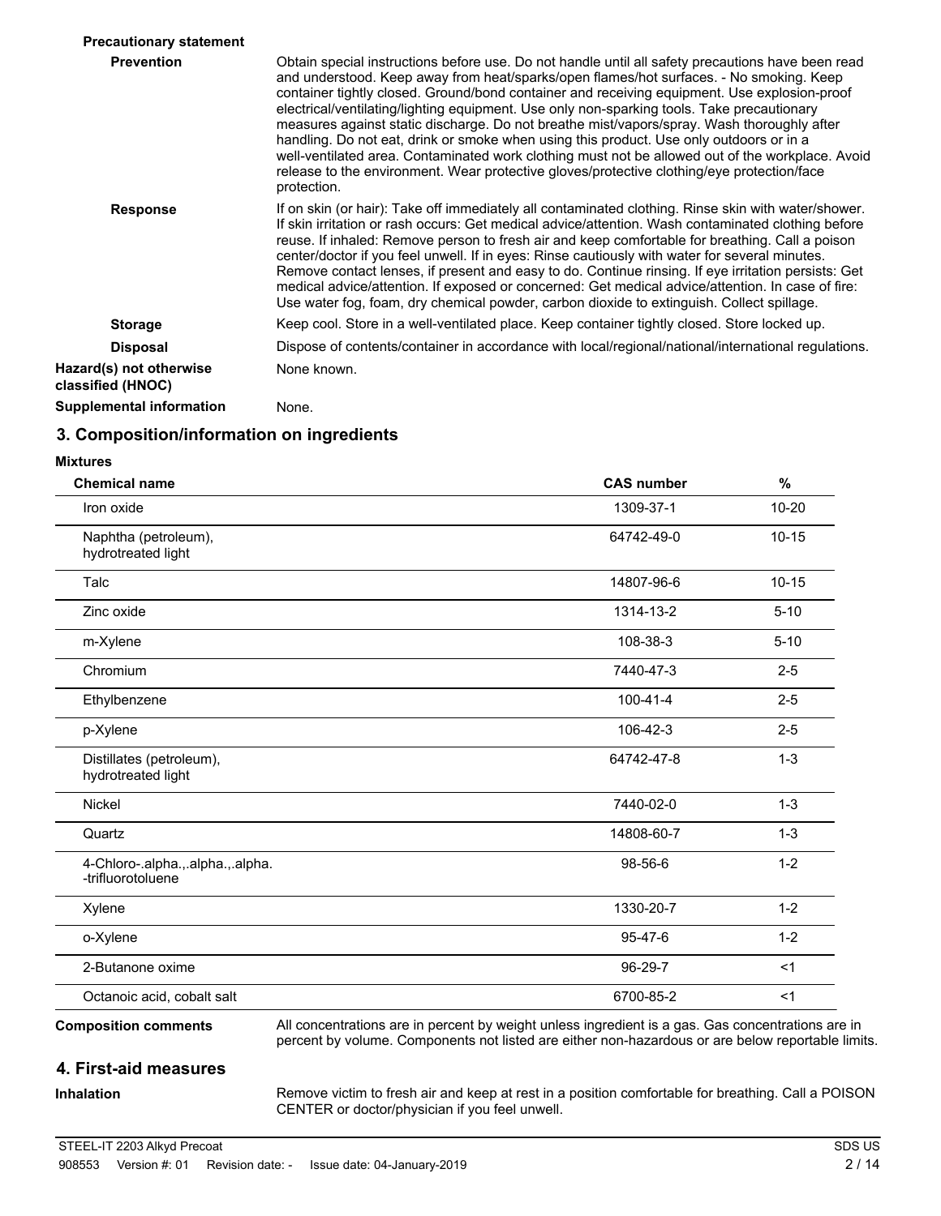**Precautionary statement**

**Prevention** Obtain special instructions before use. Do not handle until all safety precautions have been read and understood. Keep away from heat/sparks/open flames/hot surfaces. - No smoking. Keep container tightly closed. Ground/bond container and receiving equipment. Use explosion-proof electrical/ventilating/lighting equipment. Use only non-sparking tools. Take precautionary measures against static discharge. Do not breathe mist/vapors/spray. Wash thoroughly after handling. Do not eat, drink or smoke when using this product. Use only outdoors or in a well-ventilated area. Contaminated work clothing must not be allowed out of the workplace. Avoid release to the environment. Wear protective gloves/protective clothing/eye protection/face protection.

**Response** If on skin (or hair): Take off immediately all contaminated clothing. Rinse skin with water/shower. If skin irritation or rash occurs: Get medical advice/attention. Wash contaminated clothing before reuse. If inhaled: Remove person to fresh air and keep comfortable for breathing. Call a poison center/doctor if you feel unwell. If in eyes: Rinse cautiously with water for several minutes. Remove contact lenses, if present and easy to do. Continue rinsing. If eye irritation persists: Get medical advice/attention. If exposed or concerned: Get medical advice/attention. In case of fire: Use water fog, foam, dry chemical powder, carbon dioxide to extinguish. Collect spillage.

**Storage** Keep cool. Store in a well-ventilated place. Keep container tightly closed. Store locked up.

**Disposal** Dispose of contents/container in accordance with local/regional/national/international regulations.

**Hazard(s) not otherwise classified (HNOC)** None known.

**Supplemental information** None.

## 3. Composition/information on ingredients

**Mixtures**

| Chemical name | CAS number | % |
|---|---|---|
| Iron oxide | 1309-37-1 | 10-20 |
| Naphtha (petroleum), hydrotreated light | 64742-49-0 | 10-15 |
| Talc | 14807-96-6 | 10-15 |
| Zinc oxide | 1314-13-2 | 5-10 |
| m-Xylene | 108-38-3 | 5-10 |
| Chromium | 7440-47-3 | 2-5 |
| Ethylbenzene | 100-41-4 | 2-5 |
| p-Xylene | 106-42-3 | 2-5 |
| Distillates (petroleum), hydrotreated light | 64742-47-8 | 1-3 |
| Nickel | 7440-02-0 | 1-3 |
| Quartz | 14808-60-7 | 1-3 |
| 4-Chloro-.alpha.,.alpha.,.alpha. -trifluorotoluene | 98-56-6 | 1-2 |
| Xylene | 1330-20-7 | 1-2 |
| o-Xylene | 95-47-6 | 1-2 |
| 2-Butanone oxime | 96-29-7 | <1 |
| Octanoic acid, cobalt salt | 6700-85-2 | <1 |

**Composition comments** All concentrations are in percent by weight unless ingredient is a gas. Gas concentrations are in percent by volume. Components not listed are either non-hazardous or are below reportable limits.

## 4. First-aid measures

**Inhalation** Remove victim to fresh air and keep at rest in a position comfortable for breathing. Call a POISON CENTER or doctor/physician if you feel unwell.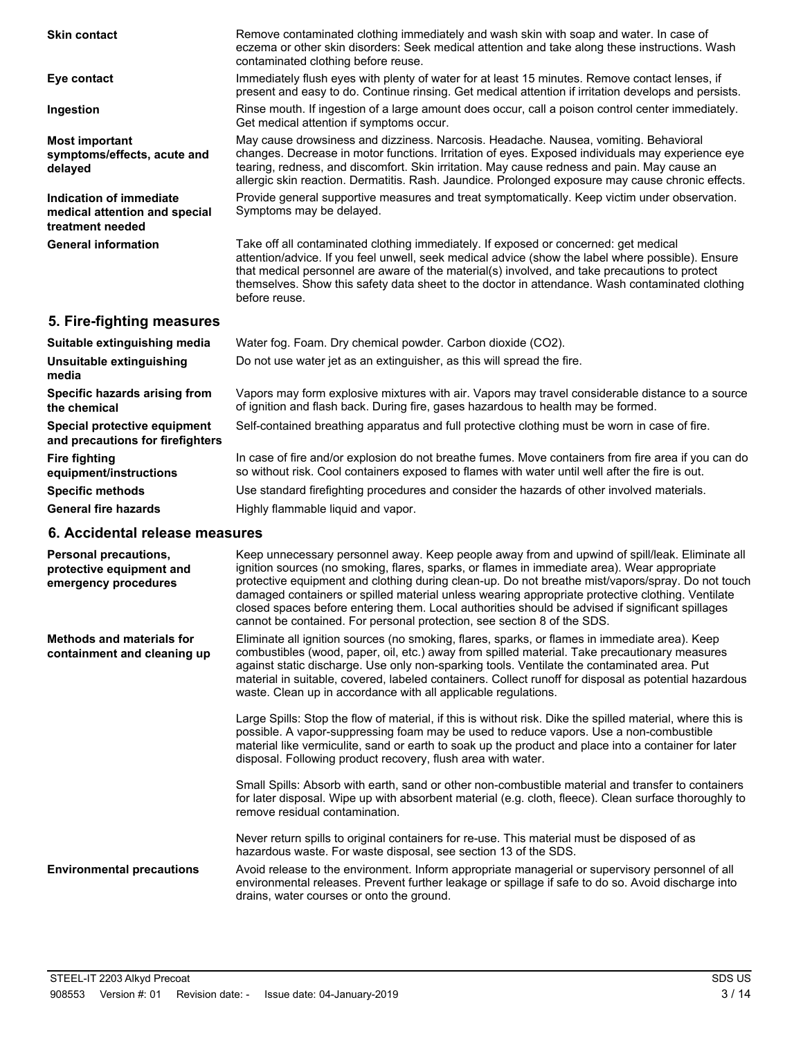**Skin contact**

Remove contaminated clothing immediately and wash skin with soap and water. In case of eczema or other skin disorders: Seek medical attention and take along these instructions. Wash contaminated clothing before reuse.

**Eye contact**

Immediately flush eyes with plenty of water for at least 15 minutes. Remove contact lenses, if present and easy to do. Continue rinsing. Get medical attention if irritation develops and persists.

**Ingestion**

Rinse mouth. If ingestion of a large amount does occur, call a poison control center immediately. Get medical attention if symptoms occur.

**Most important symptoms/effects, acute and delayed**

May cause drowsiness and dizziness. Narcosis. Headache. Nausea, vomiting. Behavioral changes. Decrease in motor functions. Irritation of eyes. Exposed individuals may experience eye tearing, redness, and discomfort. Skin irritation. May cause redness and pain. May cause an allergic skin reaction. Dermatitis. Rash. Jaundice. Prolonged exposure may cause chronic effects.

**Indication of immediate medical attention and special treatment needed**

Provide general supportive measures and treat symptomatically. Keep victim under observation. Symptoms may be delayed.

**General information**

Take off all contaminated clothing immediately. If exposed or concerned: get medical attention/advice. If you feel unwell, seek medical advice (show the label where possible). Ensure that medical personnel are aware of the material(s) involved, and take precautions to protect themselves. Show this safety data sheet to the doctor in attendance. Wash contaminated clothing before reuse.

## 5. Fire-fighting measures

**Suitable extinguishing media**

Water fog. Foam. Dry chemical powder. Carbon dioxide ($CO_2$).

**Unsuitable extinguishing media**

Do not use water jet as an extinguisher, as this will spread the fire.

**Specific hazards arising from the chemical**

Vapors may form explosive mixtures with air. Vapors may travel considerable distance to a source of ignition and flash back. During fire, gases hazardous to health may be formed.

**Special protective equipment and precautions for firefighters**

Self-contained breathing apparatus and full protective clothing must be worn in case of fire.

**Fire fighting equipment/instructions**

In case of fire and/or explosion do not breathe fumes. Move containers from fire area if you can do so without risk. Cool containers exposed to flames with water until well after the fire is out.

**Specific methods**

Use standard firefighting procedures and consider the hazards of other involved materials.

**General fire hazards**

Highly flammable liquid and vapor.

## 6. Accidental release measures

**Personal precautions, protective equipment and emergency procedures**

Keep unnecessary personnel away. Keep people away from and upwind of spill/leak. Eliminate all ignition sources (no smoking, flares, sparks, or flames in immediate area). Wear appropriate protective equipment and clothing during clean-up. Do not breathe mist/vapors/spray. Do not touch damaged containers or spilled material unless wearing appropriate protective clothing. Ventilate closed spaces before entering them. Local authorities should be advised if significant spillages cannot be contained. For personal protection, see section 8 of the SDS.

**Methods and materials for containment and cleaning up**

Eliminate all ignition sources (no smoking, flares, sparks, or flames in immediate area). Keep combustibles (wood, paper, oil, etc.) away from spilled material. Take precautionary measures against static discharge. Use only non-sparking tools. Ventilate the contaminated area. Put material in suitable, covered, labeled containers. Collect runoff for disposal as potential hazardous waste. Clean up in accordance with all applicable regulations.

Large Spills: Stop the flow of material, if this is without risk. Dike the spilled material, where this is possible. A vapor-suppressing foam may be used to reduce vapors. Use a non-combustible material like vermiculite, sand or earth to soak up the product and place into a container for later disposal. Following product recovery, flush area with water.

Small Spills: Absorb with earth, sand or other non-combustible material and transfer to containers for later disposal. Wipe up with absorbent material (e.g. cloth, fleece). Clean surface thoroughly to remove residual contamination.

Never return spills to original containers for re-use. This material must be disposed of as hazardous waste. For waste disposal, see section 13 of the SDS.

**Environmental precautions**

Avoid release to the environment. Inform appropriate managerial or supervisory personnel of all environmental releases. Prevent further leakage or spillage if safe to do so. Avoid discharge into drains, water courses or onto the ground.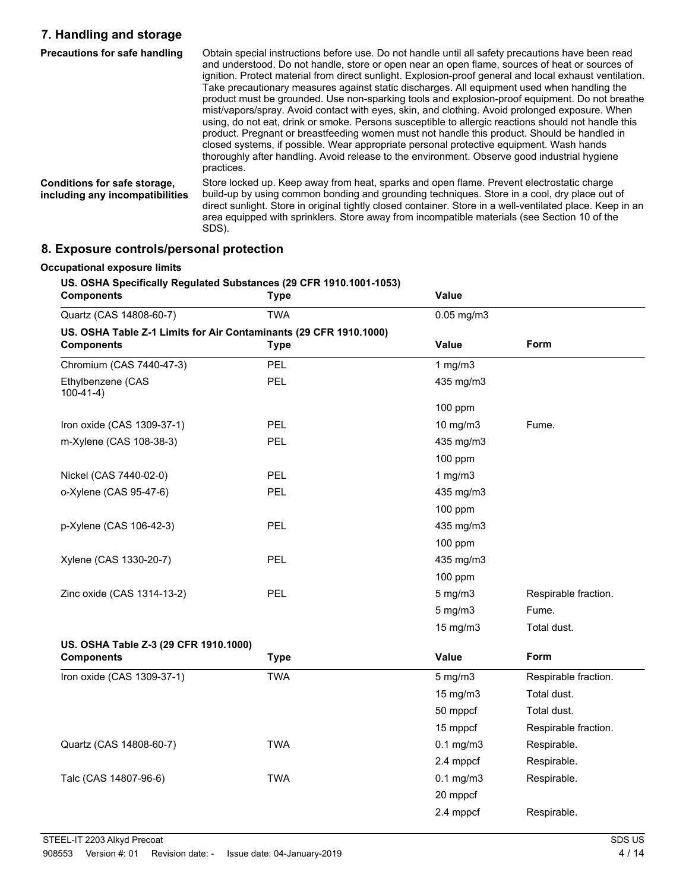## 7. Handling and storage

**Precautions for safe handling**

Obtain special instructions before use. Do not handle until all safety precautions have been read and understood. Do not handle, store or open near an open flame, sources of heat or sources of ignition. Protect material from direct sunlight. Explosion-proof general and local exhaust ventilation. Take precautionary measures against static discharges. All equipment used when handling the product must be grounded. Use non-sparking tools and explosion-proof equipment. Do not breathe mist/vapors/spray. Avoid contact with eyes, skin, and clothing. Avoid prolonged exposure. When using, do not eat, drink or smoke. Persons susceptible to allergic reactions should not handle this product. Pregnant or breastfeeding women must not handle this product. Should be handled in closed systems, if possible. Wear appropriate personal protective equipment. Wash hands thoroughly after handling. Avoid release to the environment. Observe good industrial hygiene practices.

**Conditions for safe storage, including any incompatibilities**

Store locked up. Keep away from heat, sparks and open flame. Prevent electrostatic charge build-up by using common bonding and grounding techniques. Store in a cool, dry place out of direct sunlight. Store in original tightly closed container. Store in a well-ventilated place. Keep in an area equipped with sprinklers. Store away from incompatible materials (see Section 10 of the SDS).

## 8. Exposure controls/personal protection

**Occupational exposure limits**

**US. OSHA Specifically Regulated Substances (29 CFR 1910.1001-1053)**

| Components | Type | Value |
|---|---|---|
| Quartz (CAS 14808-60-7) | TWA | 0.05 mg/m3 |

**US. OSHA Table Z-1 Limits for Air Contaminants (29 CFR 1910.1000)**

| Components | Type | Value | Form |
|---|---|---|---|
| Chromium (CAS 7440-47-3) | PEL | 1 mg/m3 | |
| Ethylbenzene (CAS 100-41-4) | PEL | 435 mg/m3 | |
| | | 100 ppm | |
| Iron oxide (CAS 1309-37-1) | PEL | 10 mg/m3 | Fume. |
| m-Xylene (CAS 108-38-3) | PEL | 435 mg/m3 | |
| | | 100 ppm | |
| Nickel (CAS 7440-02-0) | PEL | 1 mg/m3 | |
| o-Xylene (CAS 95-47-6) | PEL | 435 mg/m3 | |
| | | 100 ppm | |
| p-Xylene (CAS 106-42-3) | PEL | 435 mg/m3 | |
| | | 100 ppm | |
| Xylene (CAS 1330-20-7) | PEL | 435 mg/m3 | |
| | | 100 ppm | |
| Zinc oxide (CAS 1314-13-2) | PEL | 5 mg/m3 | Respirable fraction. |
| | | 5 mg/m3 | Fume. |
| | | 15 mg/m3 | Total dust. |

**US. OSHA Table Z-3 (29 CFR 1910.1000)**

| Components | Type | Value | Form |
|---|---|---|---|
| Iron oxide (CAS 1309-37-1) | TWA | 5 mg/m3 | Respirable fraction. |
| | | 15 mg/m3 | Total dust. |
| | | 50 mppcf | Total dust. |
| | | 15 mppcf | Respirable fraction. |
| Quartz (CAS 14808-60-7) | TWA | 0.1 mg/m3 | Respirable. |
| | | 2.4 mppcf | Respirable. |
| Talc (CAS 14807-96-6) | TWA | 0.1 mg/m3 | Respirable. |
| | | 20 mppcf | |
| | | 2.4 mppcf | Respirable. |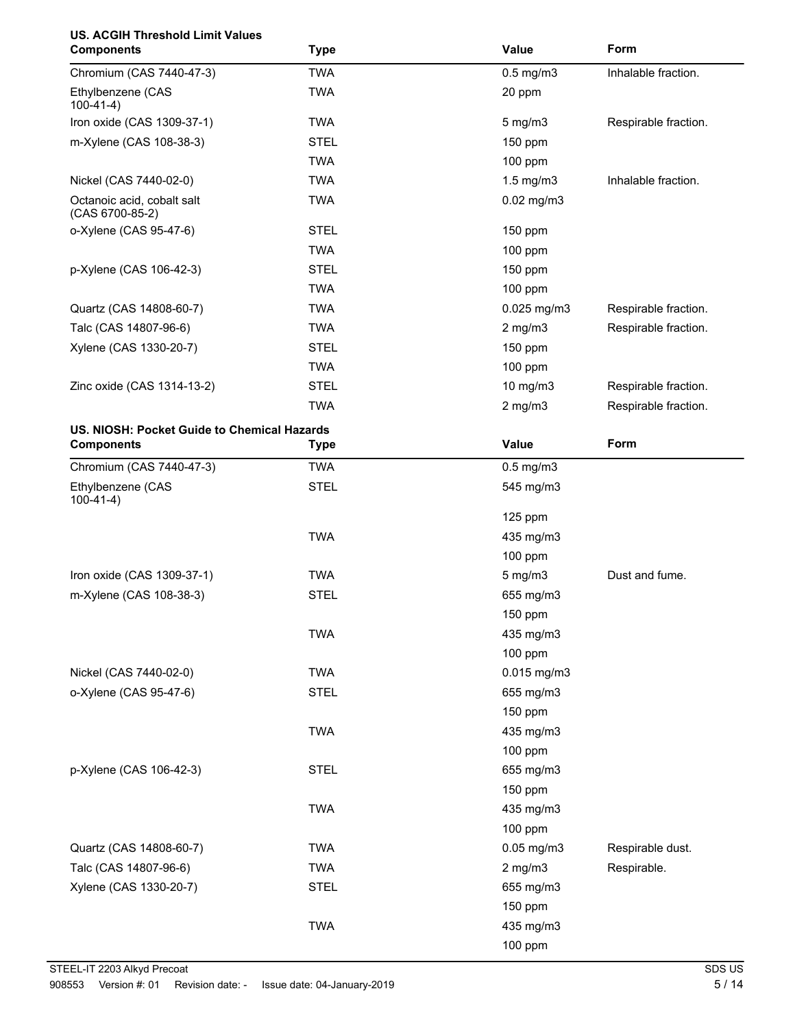**US. ACGIH Threshold Limit Values**

| Components | Type | Value | Form |
|---|---|---|---|
| Chromium (CAS 7440-47-3) | TWA | 0.5 mg/m3 | Inhalable fraction. |
| Ethylbenzene (CAS 100-41-4) | TWA | 20 ppm | |
| Iron oxide (CAS 1309-37-1) | TWA | 5 mg/m3 | Respirable fraction. |
| m-Xylene (CAS 108-38-3) | STEL | 150 ppm | |
| | TWA | 100 ppm | |
| Nickel (CAS 7440-02-0) | TWA | 1.5 mg/m3 | Inhalable fraction. |
| Octanoic acid, cobalt salt (CAS 6700-85-2) | TWA | 0.02 mg/m3 | |
| o-Xylene (CAS 95-47-6) | STEL | 150 ppm | |
| | TWA | 100 ppm | |
| p-Xylene (CAS 106-42-3) | STEL | 150 ppm | |
| | TWA | 100 ppm | |
| Quartz (CAS 14808-60-7) | TWA | 0.025 mg/m3 | Respirable fraction. |
| Talc (CAS 14807-96-6) | TWA | 2 mg/m3 | Respirable fraction. |
| Xylene (CAS 1330-20-7) | STEL | 150 ppm | |
| | TWA | 100 ppm | |
| Zinc oxide (CAS 1314-13-2) | STEL | 10 mg/m3 | Respirable fraction. |
| | TWA | 2 mg/m3 | Respirable fraction. |

**US. NIOSH: Pocket Guide to Chemical Hazards**

| Components | Type | Value | Form |
|---|---|---|---|
| Chromium (CAS 7440-47-3) | TWA | 0.5 mg/m3 | |
| Ethylbenzene (CAS 100-41-4) | STEL | 545 mg/m3 | |
| | | 125 ppm | |
| | TWA | 435 mg/m3 | |
| | | 100 ppm | |
| Iron oxide (CAS 1309-37-1) | TWA | 5 mg/m3 | Dust and fume. |
| m-Xylene (CAS 108-38-3) | STEL | 655 mg/m3 | |
| | | 150 ppm | |
| | TWA | 435 mg/m3 | |
| | | 100 ppm | |
| Nickel (CAS 7440-02-0) | TWA | 0.015 mg/m3 | |
| o-Xylene (CAS 95-47-6) | STEL | 655 mg/m3 | |
| | | 150 ppm | |
| | TWA | 435 mg/m3 | |
| | | 100 ppm | |
| p-Xylene (CAS 106-42-3) | STEL | 655 mg/m3 | |
| | | 150 ppm | |
| | TWA | 435 mg/m3 | |
| | | 100 ppm | |
| Quartz (CAS 14808-60-7) | TWA | 0.05 mg/m3 | Respirable dust. |
| Talc (CAS 14807-96-6) | TWA | 2 mg/m3 | Respirable. |
| Xylene (CAS 1330-20-7) | STEL | 655 mg/m3 | |
| | | 150 ppm | |
| | TWA | 435 mg/m3 | |
| | | 100 ppm | |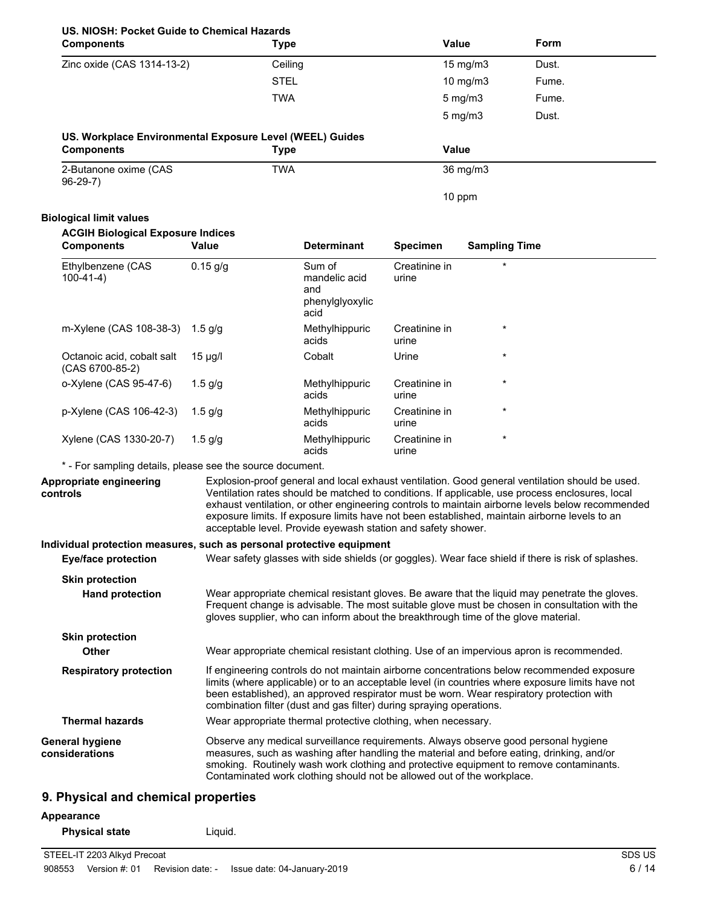**US. NIOSH: Pocket Guide to Chemical Hazards**

| Components | Type | Value | Form |
|---|---|---|---|
| Zinc oxide (CAS 1314-13-2) | Ceiling | 15 mg/m3 | Dust. |
| | STEL | 10 mg/m3 | Fume. |
| | TWA | 5 mg/m3 | Fume. |
| | | 5 mg/m3 | Dust. |

**US. Workplace Environmental Exposure Level (WEEL) Guides**

| Components | Type | Value |
|---|---|---|
| 2-Butanone oxime (CAS 96-29-7) | TWA | 36 mg/m3 |
| | | 10 ppm |

**Biological limit values**

**ACGIH Biological Exposure Indices**

| Components | Value | Determinant | Specimen | Sampling Time |
|---|---|---|---|---|
| Ethylbenzene (CAS 100-41-4) | 0.15 g/g | Sum of mandelic acid and phenylglyoxylic acid | Creatinine in urine | * |
| m-Xylene (CAS 108-38-3) | 1.5 g/g | Methylhippuric acids | Creatinine in urine | * |
| Octanoic acid, cobalt salt (CAS 6700-85-2) | 15 µg/l | Cobalt | Urine | * |
| o-Xylene (CAS 95-47-6) | 1.5 g/g | Methylhippuric acids | Creatinine in urine | * |
| p-Xylene (CAS 106-42-3) | 1.5 g/g | Methylhippuric acids | Creatinine in urine | * |
| Xylene (CAS 1330-20-7) | 1.5 g/g | Methylhippuric acids | Creatinine in urine | * |

* - For sampling details, please see the source document.

**Appropriate engineering controls**
Explosion-proof general and local exhaust ventilation. Good general ventilation should be used. Ventilation rates should be matched to conditions. If applicable, use process enclosures, local exhaust ventilation, or other engineering controls to maintain airborne levels below recommended exposure limits. If exposure limits have not been established, maintain airborne levels to an acceptable level. Provide eyewash station and safety shower.

**Individual protection measures, such as personal protective equipment**

**Eye/face protection**
Wear safety glasses with side shields (or goggles). Wear face shield if there is risk of splashes.

**Skin protection**

**Hand protection**
Wear appropriate chemical resistant gloves. Be aware that the liquid may penetrate the gloves. Frequent change is advisable. The most suitable glove must be chosen in consultation with the gloves supplier, who can inform about the breakthrough time of the glove material.

**Skin protection**

**Other**
Wear appropriate chemical resistant clothing. Use of an impervious apron is recommended.

**Respiratory protection**
If engineering controls do not maintain airborne concentrations below recommended exposure limits (where applicable) or to an acceptable level (in countries where exposure limits have not been established), an approved respirator must be worn. Wear respiratory protection with combination filter (dust and gas filter) during spraying operations.

**Thermal hazards**
Wear appropriate thermal protective clothing, when necessary.

**General hygiene considerations**
Observe any medical surveillance requirements. Always observe good personal hygiene measures, such as washing after handling the material and before eating, drinking, and/or smoking. Routinely wash work clothing and protective equipment to remove contaminants. Contaminated work clothing should not be allowed out of the workplace.

## 9. Physical and chemical properties

**Appearance**

**Physical state** Liquid.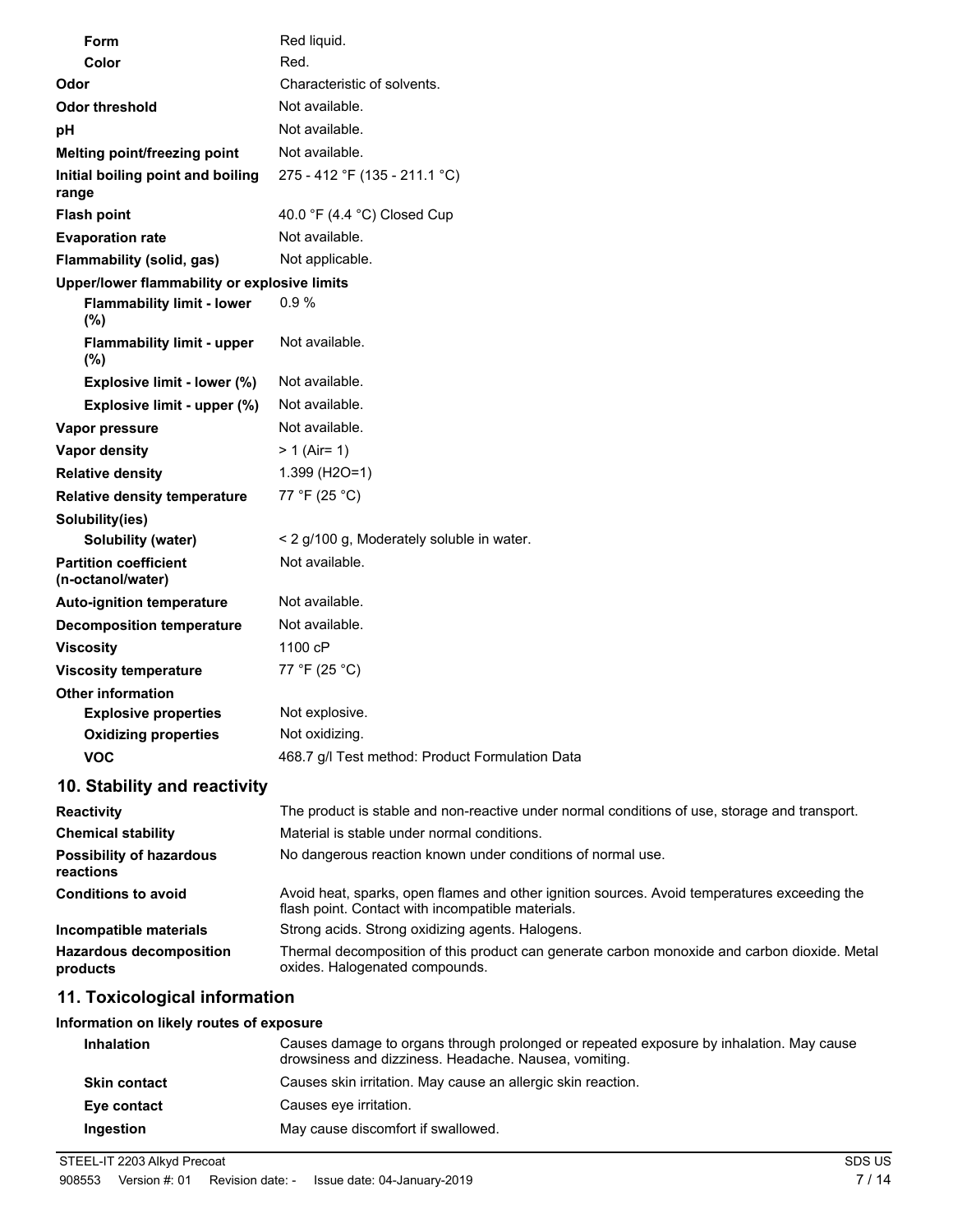| | |
|---|---|
| **Form** | Red liquid. |
| **Color** | Red. |
| **Odor** | Characteristic of solvents. |
| **Odor threshold** | Not available. |
| **pH** | Not available. |
| **Melting point/freezing point** | Not available. |
| **Initial boiling point and boiling range** | 275 - 412 °F (135 - 211.1 °C) |
| **Flash point** | 40.0 °F (4.4 °C) Closed Cup |
| **Evaporation rate** | Not available. |
| **Flammability (solid, gas)** | Not applicable. |
| **Upper/lower flammability or explosive limits** | |
| **Flammability limit - lower (%)** | 0.9 % |
| **Flammability limit - upper (%)** | Not available. |
| **Explosive limit - lower (%)** | Not available. |
| **Explosive limit - upper (%)** | Not available. |
| **Vapor pressure** | Not available. |
| **Vapor density** | > 1 (Air= 1) |
| **Relative density** | 1.399 (H2O=1) |
| **Relative density temperature** | 77 °F (25 °C) |
| **Solubility(ies)** | |
| **Solubility (water)** | < 2 g/100 g, Moderately soluble in water. |
| **Partition coefficient (n-octanol/water)** | Not available. |
| **Auto-ignition temperature** | Not available. |
| **Decomposition temperature** | Not available. |
| **Viscosity** | 1100 cP |
| **Viscosity temperature** | 77 °F (25 °C) |
| **Other information** | |
| **Explosive properties** | Not explosive. |
| **Oxidizing properties** | Not oxidizing. |
| **VOC** | 468.7 g/l Test method: Product Formulation Data |

## 10. Stability and reactivity

| | |
|---|---|
| **Reactivity** | The product is stable and non-reactive under normal conditions of use, storage and transport. |
| **Chemical stability** | Material is stable under normal conditions. |
| **Possibility of hazardous reactions** | No dangerous reaction known under conditions of normal use. |
| **Conditions to avoid** | Avoid heat, sparks, open flames and other ignition sources. Avoid temperatures exceeding the flash point. Contact with incompatible materials. |
| **Incompatible materials** | Strong acids. Strong oxidizing agents. Halogens. |
| **Hazardous decomposition products** | Thermal decomposition of this product can generate carbon monoxide and carbon dioxide. Metal oxides. Halogenated compounds. |

## 11. Toxicological information

**Information on likely routes of exposure**

| | |
|---|---|
| **Inhalation** | Causes damage to organs through prolonged or repeated exposure by inhalation. May cause drowsiness and dizziness. Headache. Nausea, vomiting. |
| **Skin contact** | Causes skin irritation. May cause an allergic skin reaction. |
| **Eye contact** | Causes eye irritation. |
| **Ingestion** | May cause discomfort if swallowed. |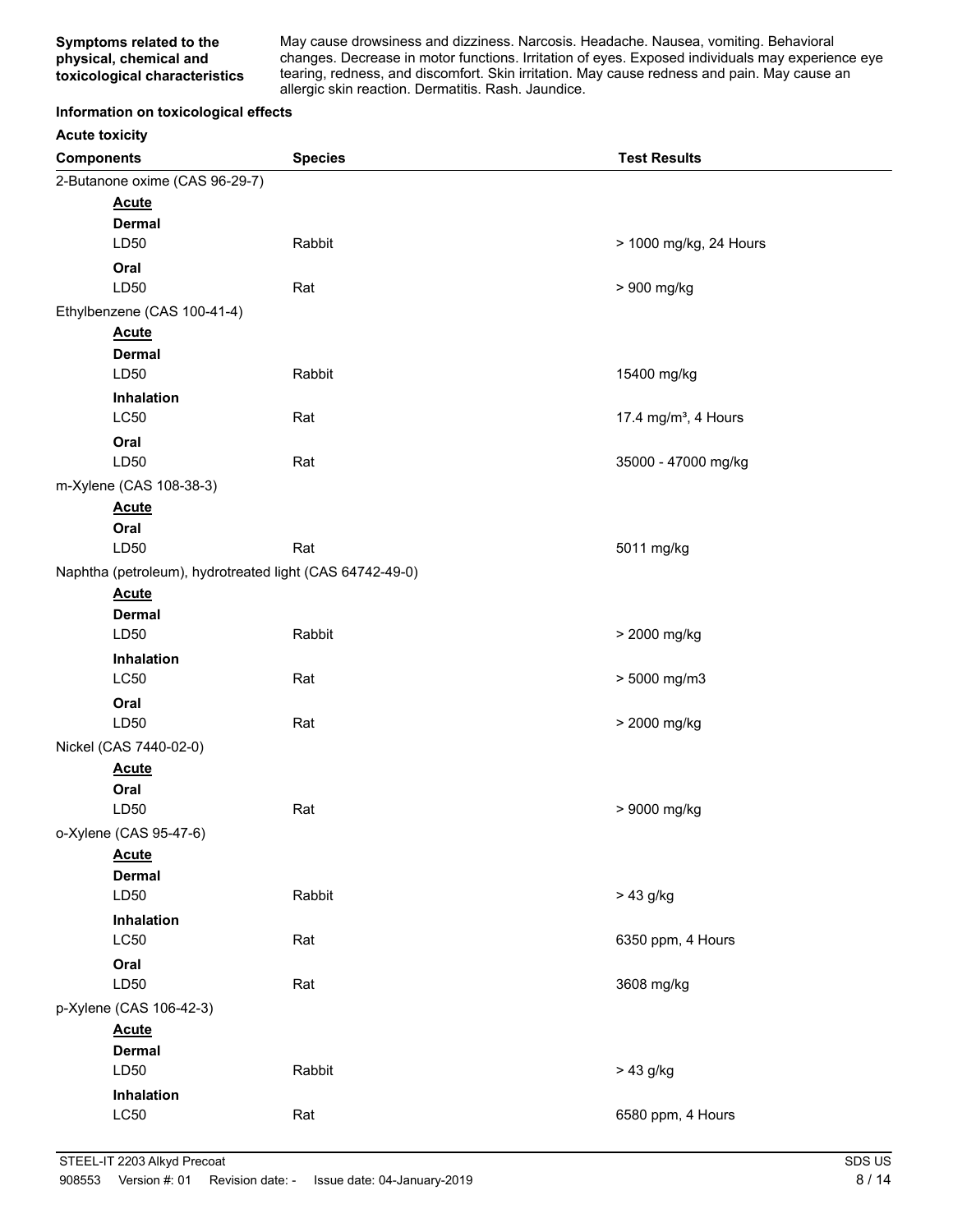**Symptoms related to the physical, chemical and toxicological characteristics**

May cause drowsiness and dizziness. Narcosis. Headache. Nausea, vomiting. Behavioral changes. Decrease in motor functions. Irritation of eyes. Exposed individuals may experience eye tearing, redness, and discomfort. Skin irritation. May cause redness and pain. May cause an allergic skin reaction. Dermatitis. Rash. Jaundice.

**Information on toxicological effects**

**Acute toxicity**

| Components | Species | Test Results |
|---|---|---|
| 2-Butanone oxime (CAS 96-29-7) | | |
| **Acute** | | |
| **Dermal** | | |
| LD50 | Rabbit | > 1000 mg/kg, 24 Hours |
| **Oral** | | |
| LD50 | Rat | > 900 mg/kg |
| Ethylbenzene (CAS 100-41-4) | | |
| **Acute** | | |
| **Dermal** | | |
| LD50 | Rabbit | 15400 mg/kg |
| **Inhalation** | | |
| LC50 | Rat | 17.4 mg/m³, 4 Hours |
| **Oral** | | |
| LD50 | Rat | 35000 - 47000 mg/kg |
| m-Xylene (CAS 108-38-3) | | |
| **Acute** | | |
| **Oral** | | |
| LD50 | Rat | 5011 mg/kg |
| Naphtha (petroleum), hydrotreated light (CAS 64742-49-0) | | |
| **Acute** | | |
| **Dermal** | | |
| LD50 | Rabbit | > 2000 mg/kg |
| **Inhalation** | | |
| LC50 | Rat | > 5000 mg/m3 |
| **Oral** | | |
| LD50 | Rat | > 2000 mg/kg |
| Nickel (CAS 7440-02-0) | | |
| **Acute** | | |
| **Oral** | | |
| LD50 | Rat | > 9000 mg/kg |
| o-Xylene (CAS 95-47-6) | | |
| **Acute** | | |
| **Dermal** | | |
| LD50 | Rabbit | > 43 g/kg |
| **Inhalation** | | |
| LC50 | Rat | 6350 ppm, 4 Hours |
| **Oral** | | |
| LD50 | Rat | 3608 mg/kg |
| p-Xylene (CAS 106-42-3) | | |
| **Acute** | | |
| **Dermal** | | |
| LD50 | Rabbit | > 43 g/kg |
| **Inhalation** | | |
| LC50 | Rat | 6580 ppm, 4 Hours |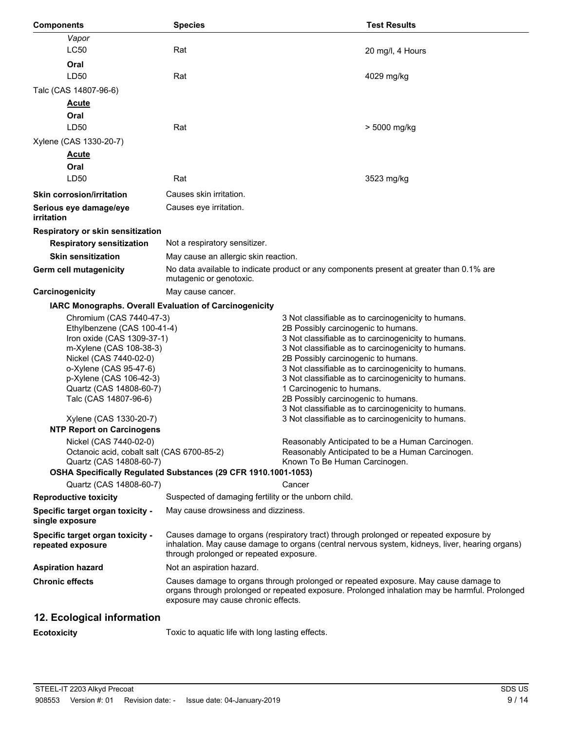| Components | Species | Test Results |
|---|---|---|
| *Vapor* | | |
| LC50 | Rat | 20 mg/l, 4 Hours |
| **Oral** | | |
| LD50 | Rat | 4029 mg/kg |
| Talc (CAS 14807-96-6) | | |
| **Acute** | | |
| **Oral** | | |
| LD50 | Rat | > 5000 mg/kg |
| Xylene (CAS 1330-20-7) | | |
| **Acute** | | |
| **Oral** | | |
| LD50 | Rat | 3523 mg/kg |

**Skin corrosion/irritation** Causes skin irritation.

**Serious eye damage/eye irritation** Causes eye irritation.

**Respiratory or skin sensitization**

**Respiratory sensitization** Not a respiratory sensitizer.

**Skin sensitization** May cause an allergic skin reaction.

**Germ cell mutagenicity** No data available to indicate product or any components present at greater than 0.1% are mutagenic or genotoxic.

**Carcinogenicity** May cause cancer.

**IARC Monographs. Overall Evaluation of Carcinogenicity**

| | |
|---|---|
| Chromium (CAS 7440-47-3) | 3 Not classifiable as to carcinogenicity to humans. |
| Ethylbenzene (CAS 100-41-4) | 2B Possibly carcinogenic to humans. |
| Iron oxide (CAS 1309-37-1) | 3 Not classifiable as to carcinogenicity to humans. |
| m-Xylene (CAS 108-38-3) | 3 Not classifiable as to carcinogenicity to humans. |
| Nickel (CAS 7440-02-0) | 2B Possibly carcinogenic to humans. |
| o-Xylene (CAS 95-47-6) | 3 Not classifiable as to carcinogenicity to humans. |
| p-Xylene (CAS 106-42-3) | 3 Not classifiable as to carcinogenicity to humans. |
| Quartz (CAS 14808-60-7) | 1 Carcinogenic to humans. |
| Talc (CAS 14807-96-6) | 2B Possibly carcinogenic to humans. |
| | 3 Not classifiable as to carcinogenicity to humans. |
| Xylene (CAS 1330-20-7) | 3 Not classifiable as to carcinogenicity to humans. |

**NTP Report on Carcinogens**

| | |
|---|---|
| Nickel (CAS 7440-02-0) | Reasonably Anticipated to be a Human Carcinogen. |
| Octanoic acid, cobalt salt (CAS 6700-85-2) | Reasonably Anticipated to be a Human Carcinogen. |
| Quartz (CAS 14808-60-7) | Known To Be Human Carcinogen. |

**OSHA Specifically Regulated Substances (29 CFR 1910.1001-1053)**

| | |
|---|---|
| Quartz (CAS 14808-60-7) | Cancer |

**Reproductive toxicity** Suspected of damaging fertility or the unborn child.

**Specific target organ toxicity - single exposure** May cause drowsiness and dizziness.

**Specific target organ toxicity - repeated exposure** Causes damage to organs (respiratory tract) through prolonged or repeated exposure by inhalation. May cause damage to organs (central nervous system, kidneys, liver, hearing organs) through prolonged or repeated exposure.

**Aspiration hazard** Not an aspiration hazard.

**Chronic effects** Causes damage to organs through prolonged or repeated exposure. May cause damage to organs through prolonged or repeated exposure. Prolonged inhalation may be harmful. Prolonged exposure may cause chronic effects.

## 12. Ecological information

**Ecotoxicity** Toxic to aquatic life with long lasting effects.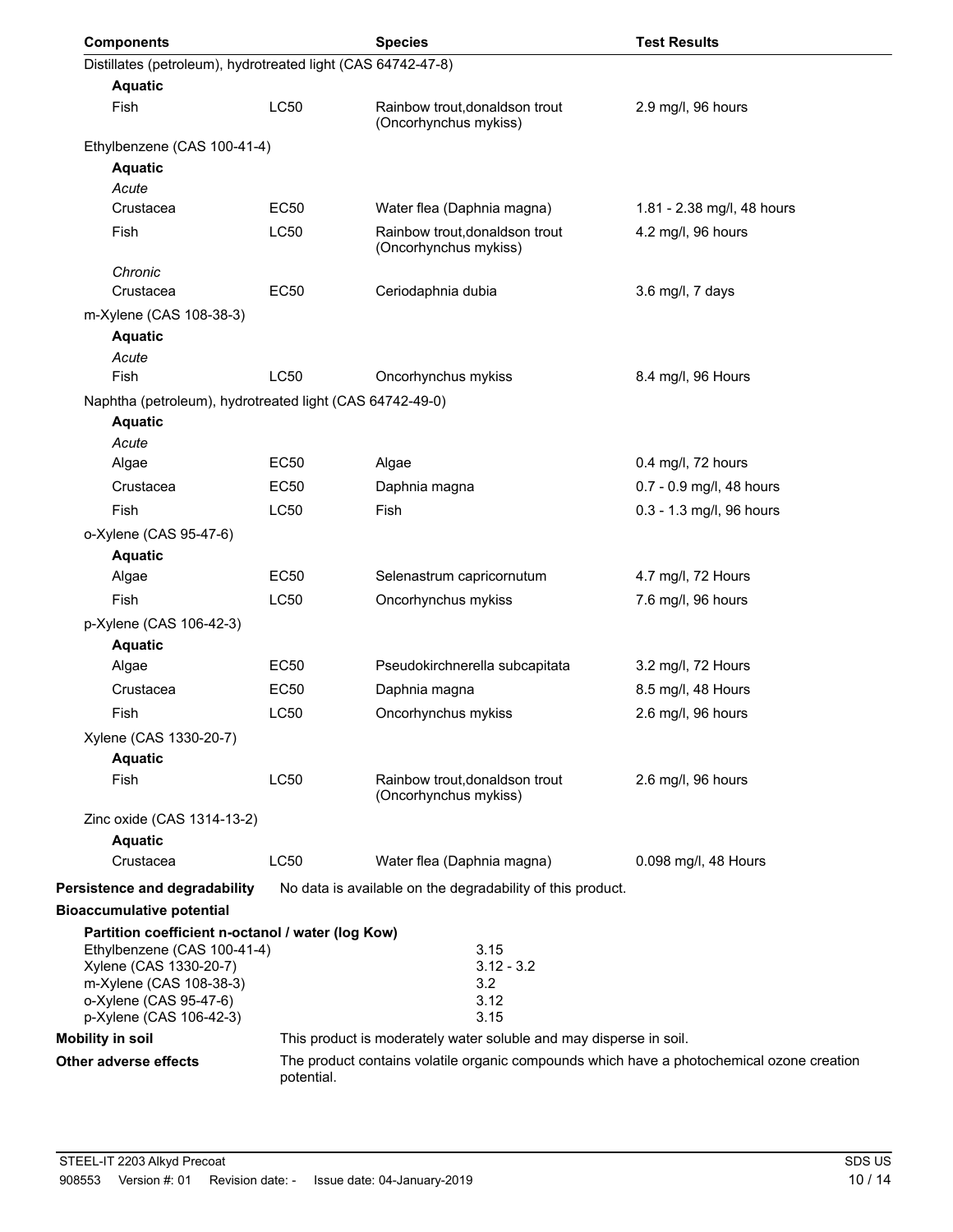| Components | | Species | Test Results |
|---|---|---|---|
| Distillates (petroleum), hydrotreated light (CAS 64742-47-8) | | | |
| **Aquatic** | | | |
| Fish | LC50 | Rainbow trout,donaldson trout (Oncorhynchus mykiss) | 2.9 mg/l, 96 hours |
| Ethylbenzene (CAS 100-41-4) | | | |
| **Aquatic** | | | |
| *Acute* | | | |
| Crustacea | EC50 | Water flea (Daphnia magna) | 1.81 - 2.38 mg/l, 48 hours |
| Fish | LC50 | Rainbow trout,donaldson trout (Oncorhynchus mykiss) | 4.2 mg/l, 96 hours |
| *Chronic* | | | |
| Crustacea | EC50 | Ceriodaphnia dubia | 3.6 mg/l, 7 days |
| m-Xylene (CAS 108-38-3) | | | |
| **Aquatic** | | | |
| *Acute* | | | |
| Fish | LC50 | Oncorhynchus mykiss | 8.4 mg/l, 96 Hours |
| Naphtha (petroleum), hydrotreated light (CAS 64742-49-0) | | | |
| **Aquatic** | | | |
| *Acute* | | | |
| Algae | EC50 | Algae | 0.4 mg/l, 72 hours |
| Crustacea | EC50 | Daphnia magna | 0.7 - 0.9 mg/l, 48 hours |
| Fish | LC50 | Fish | 0.3 - 1.3 mg/l, 96 hours |
| o-Xylene (CAS 95-47-6) | | | |
| **Aquatic** | | | |
| Algae | EC50 | Selenastrum capricornutum | 4.7 mg/l, 72 Hours |
| Fish | LC50 | Oncorhynchus mykiss | 7.6 mg/l, 96 hours |
| p-Xylene (CAS 106-42-3) | | | |
| **Aquatic** | | | |
| Algae | EC50 | Pseudokirchnerella subcapitata | 3.2 mg/l, 72 Hours |
| Crustacea | EC50 | Daphnia magna | 8.5 mg/l, 48 Hours |
| Fish | LC50 | Oncorhynchus mykiss | 2.6 mg/l, 96 hours |
| Xylene (CAS 1330-20-7) | | | |
| **Aquatic** | | | |
| Fish | LC50 | Rainbow trout,donaldson trout (Oncorhynchus mykiss) | 2.6 mg/l, 96 hours |
| Zinc oxide (CAS 1314-13-2) | | | |
| **Aquatic** | | | |
| Crustacea | LC50 | Water flea (Daphnia magna) | 0.098 mg/l, 48 Hours |

**Persistence and degradability** No data is available on the degradability of this product.

**Bioaccumulative potential**

**Partition coefficient n-octanol / water (log Kow)**

| | |
|---|---|
| Ethylbenzene (CAS 100-41-4) | 3.15 |
| Xylene (CAS 1330-20-7) | 3.12 - 3.2 |
| m-Xylene (CAS 108-38-3) | 3.2 |
| o-Xylene (CAS 95-47-6) | 3.12 |
| p-Xylene (CAS 106-42-3) | 3.15 |

**Mobility in soil** This product is moderately water soluble and may disperse in soil.

**Other adverse effects** The product contains volatile organic compounds which have a photochemical ozone creation potential.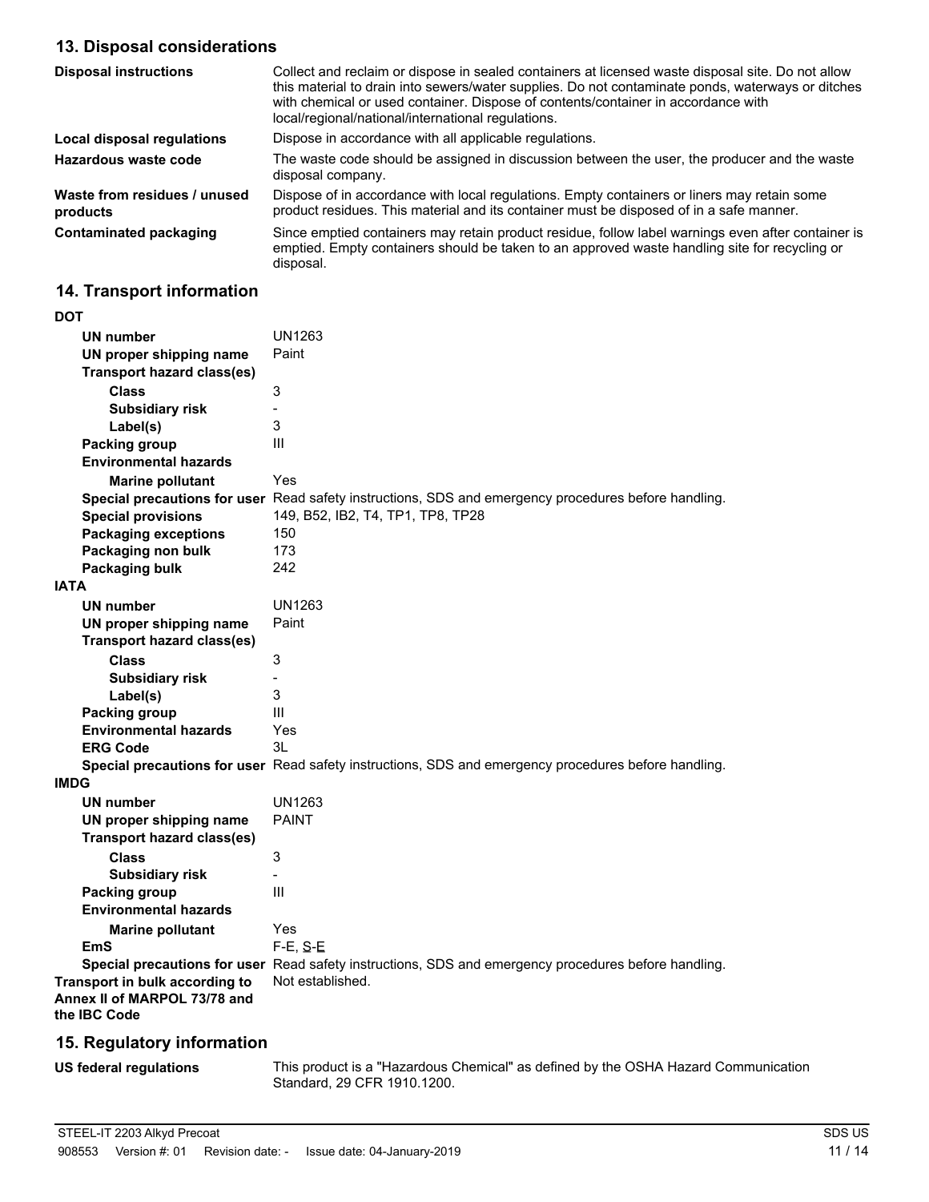## 13. Disposal considerations

| | |
|---|---|
| **Disposal instructions** | Collect and reclaim or dispose in sealed containers at licensed waste disposal site. Do not allow this material to drain into sewers/water supplies. Do not contaminate ponds, waterways or ditches with chemical or used container. Dispose of contents/container in accordance with local/regional/national/international regulations. |
| **Local disposal regulations** | Dispose in accordance with all applicable regulations. |
| **Hazardous waste code** | The waste code should be assigned in discussion between the user, the producer and the waste disposal company. |
| **Waste from residues / unused products** | Dispose of in accordance with local regulations. Empty containers or liners may retain some product residues. This material and its container must be disposed of in a safe manner. |
| **Contaminated packaging** | Since emptied containers may retain product residue, follow label warnings even after container is emptied. Empty containers should be taken to an approved waste handling site for recycling or disposal. |

## 14. Transport information

**DOT**

| | |
|---|---|
| **UN number** | UN1263 |
| **UN proper shipping name** | Paint |
| **Transport hazard class(es)** | |
| **Class** | 3 |
| **Subsidiary risk** | - |
| **Label(s)** | 3 |
| **Packing group** | III |
| **Environmental hazards** | |
| **Marine pollutant** | Yes |
| **Special precautions for user** | Read safety instructions, SDS and emergency procedures before handling. |
| **Special provisions** | 149, B52, IB2, T4, TP1, TP8, TP28 |
| **Packaging exceptions** | 150 |
| **Packaging non bulk** | 173 |
| **Packaging bulk** | 242 |

**IATA**

| | |
|---|---|
| **UN number** | UN1263 |
| **UN proper shipping name** | Paint |
| **Transport hazard class(es)** | |
| **Class** | 3 |
| **Subsidiary risk** | - |
| **Label(s)** | 3 |
| **Packing group** | III |
| **Environmental hazards** | Yes |
| **ERG Code** | 3L |
| **Special precautions for user** | Read safety instructions, SDS and emergency procedures before handling. |

**IMDG**

| | |
|---|---|
| **UN number** | UN1263 |
| **UN proper shipping name** | PAINT |
| **Transport hazard class(es)** | |
| **Class** | 3 |
| **Subsidiary risk** | - |
| **Packing group** | III |
| **Environmental hazards** | |
| **Marine pollutant** | Yes |
| **EmS** | F-E, S-E |
| **Special precautions for user** | Read safety instructions, SDS and emergency procedures before handling. |

| | |
|---|---|
| **Transport in bulk according to Annex II of MARPOL 73/78 and the IBC Code** | Not established. |

## 15. Regulatory information

| | |
|---|---|
| **US federal regulations** | This product is a "Hazardous Chemical" as defined by the OSHA Hazard Communication Standard, 29 CFR 1910.1200. |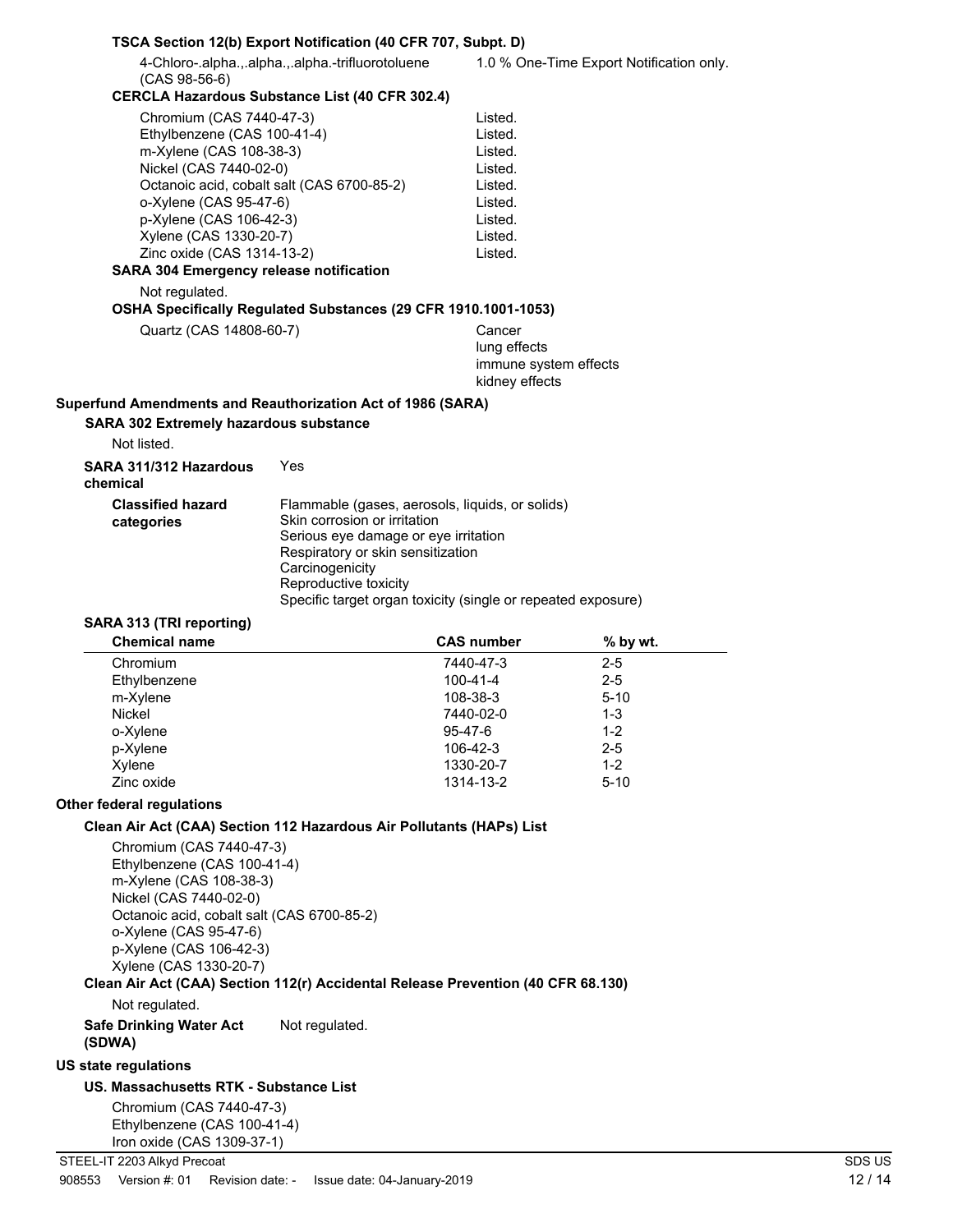### TSCA Section 12(b) Export Notification (40 CFR 707, Subpt. D)

| | |
|---|---|
| 4-Chloro-.alpha.,.alpha.,.alpha.-trifluorotoluene (CAS 98-56-6) | 1.0 % One-Time Export Notification only. |

### CERCLA Hazardous Substance List (40 CFR 302.4)

| | |
|---|---|
| Chromium (CAS 7440-47-3) | Listed. |
| Ethylbenzene (CAS 100-41-4) | Listed. |
| m-Xylene (CAS 108-38-3) | Listed. |
| Nickel (CAS 7440-02-0) | Listed. |
| Octanoic acid, cobalt salt (CAS 6700-85-2) | Listed. |
| o-Xylene (CAS 95-47-6) | Listed. |
| p-Xylene (CAS 106-42-3) | Listed. |
| Xylene (CAS 1330-20-7) | Listed. |
| Zinc oxide (CAS 1314-13-2) | Listed. |

### SARA 304 Emergency release notification

Not regulated.

### OSHA Specifically Regulated Substances (29 CFR 1910.1001-1053)

| | |
|---|---|
| Quartz (CAS 14808-60-7) | Cancer<br>lung effects<br>immune system effects<br>kidney effects |

## Superfund Amendments and Reauthorization Act of 1986 (SARA)

### SARA 302 Extremely hazardous substance

Not listed.

**SARA 311/312 Hazardous chemical** Yes

**Classified hazard categories**
Flammable (gases, aerosols, liquids, or solids)
Skin corrosion or irritation
Serious eye damage or eye irritation
Respiratory or skin sensitization
Carcinogenicity
Reproductive toxicity
Specific target organ toxicity (single or repeated exposure)

### SARA 313 (TRI reporting)

| Chemical name | CAS number | % by wt. |
|---|---|---|
| Chromium | 7440-47-3 | 2-5 |
| Ethylbenzene | 100-41-4 | 2-5 |
| m-Xylene | 108-38-3 | 5-10 |
| Nickel | 7440-02-0 | 1-3 |
| o-Xylene | 95-47-6 | 1-2 |
| p-Xylene | 106-42-3 | 2-5 |
| Xylene | 1330-20-7 | 1-2 |
| Zinc oxide | 1314-13-2 | 5-10 |

## Other federal regulations

### Clean Air Act (CAA) Section 112 Hazardous Air Pollutants (HAPs) List

Chromium (CAS 7440-47-3)
Ethylbenzene (CAS 100-41-4)
m-Xylene (CAS 108-38-3)
Nickel (CAS 7440-02-0)
Octanoic acid, cobalt salt (CAS 6700-85-2)
o-Xylene (CAS 95-47-6)
p-Xylene (CAS 106-42-3)
Xylene (CAS 1330-20-7)

### Clean Air Act (CAA) Section 112(r) Accidental Release Prevention (40 CFR 68.130)

Not regulated.

**Safe Drinking Water Act (SDWA)** Not regulated.

## US state regulations

### US. Massachusetts RTK - Substance List

Chromium (CAS 7440-47-3)
Ethylbenzene (CAS 100-41-4)
Iron oxide (CAS 1309-37-1)

STEEL-IT 2203 Alkyd Precoat

908553 Version #: 01 Revision date: - Issue date: 04-January-2019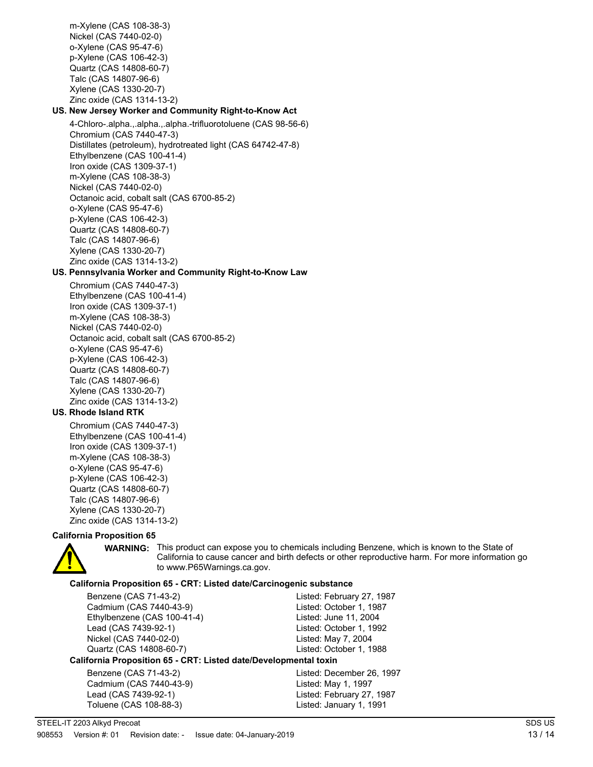m-Xylene (CAS 108-38-3)
Nickel (CAS 7440-02-0)
o-Xylene (CAS 95-47-6)
p-Xylene (CAS 106-42-3)
Quartz (CAS 14808-60-7)
Talc (CAS 14807-96-6)
Xylene (CAS 1330-20-7)
Zinc oxide (CAS 1314-13-2)

**US. New Jersey Worker and Community Right-to-Know Act**

4-Chloro-.alpha.,.alpha.,.alpha.-trifluorotoluene (CAS 98-56-6)
Chromium (CAS 7440-47-3)
Distillates (petroleum), hydrotreated light (CAS 64742-47-8)
Ethylbenzene (CAS 100-41-4)
Iron oxide (CAS 1309-37-1)
m-Xylene (CAS 108-38-3)
Nickel (CAS 7440-02-0)
Octanoic acid, cobalt salt (CAS 6700-85-2)
o-Xylene (CAS 95-47-6)
p-Xylene (CAS 106-42-3)
Quartz (CAS 14808-60-7)
Talc (CAS 14807-96-6)
Xylene (CAS 1330-20-7)
Zinc oxide (CAS 1314-13-2)

**US. Pennsylvania Worker and Community Right-to-Know Law**

Chromium (CAS 7440-47-3)
Ethylbenzene (CAS 100-41-4)
Iron oxide (CAS 1309-37-1)
m-Xylene (CAS 108-38-3)
Nickel (CAS 7440-02-0)
Octanoic acid, cobalt salt (CAS 6700-85-2)
o-Xylene (CAS 95-47-6)
p-Xylene (CAS 106-42-3)
Quartz (CAS 14808-60-7)
Talc (CAS 14807-96-6)
Xylene (CAS 1330-20-7)
Zinc oxide (CAS 1314-13-2)

**US. Rhode Island RTK**

Chromium (CAS 7440-47-3)
Ethylbenzene (CAS 100-41-4)
Iron oxide (CAS 1309-37-1)
m-Xylene (CAS 108-38-3)
o-Xylene (CAS 95-47-6)
p-Xylene (CAS 106-42-3)
Quartz (CAS 14808-60-7)
Talc (CAS 14807-96-6)
Xylene (CAS 1330-20-7)
Zinc oxide (CAS 1314-13-2)

**California Proposition 65**

**WARNING:** This product can expose you to chemicals including Benzene, which is known to the State of California to cause cancer and birth defects or other reproductive harm. For more information go to www.P65Warnings.ca.gov.

**California Proposition 65 - CRT: Listed date/Carcinogenic substance**

| | |
|---|---|
| Benzene (CAS 71-43-2) | Listed: February 27, 1987 |
| Cadmium (CAS 7440-43-9) | Listed: October 1, 1987 |
| Ethylbenzene (CAS 100-41-4) | Listed: June 11, 2004 |
| Lead (CAS 7439-92-1) | Listed: October 1, 1992 |
| Nickel (CAS 7440-02-0) | Listed: May 7, 2004 |
| Quartz (CAS 14808-60-7) | Listed: October 1, 1988 |

**California Proposition 65 - CRT: Listed date/Developmental toxin**

| | |
|---|---|
| Benzene (CAS 71-43-2) | Listed: December 26, 1997 |
| Cadmium (CAS 7440-43-9) | Listed: May 1, 1997 |
| Lead (CAS 7439-92-1) | Listed: February 27, 1987 |
| Toluene (CAS 108-88-3) | Listed: January 1, 1991 |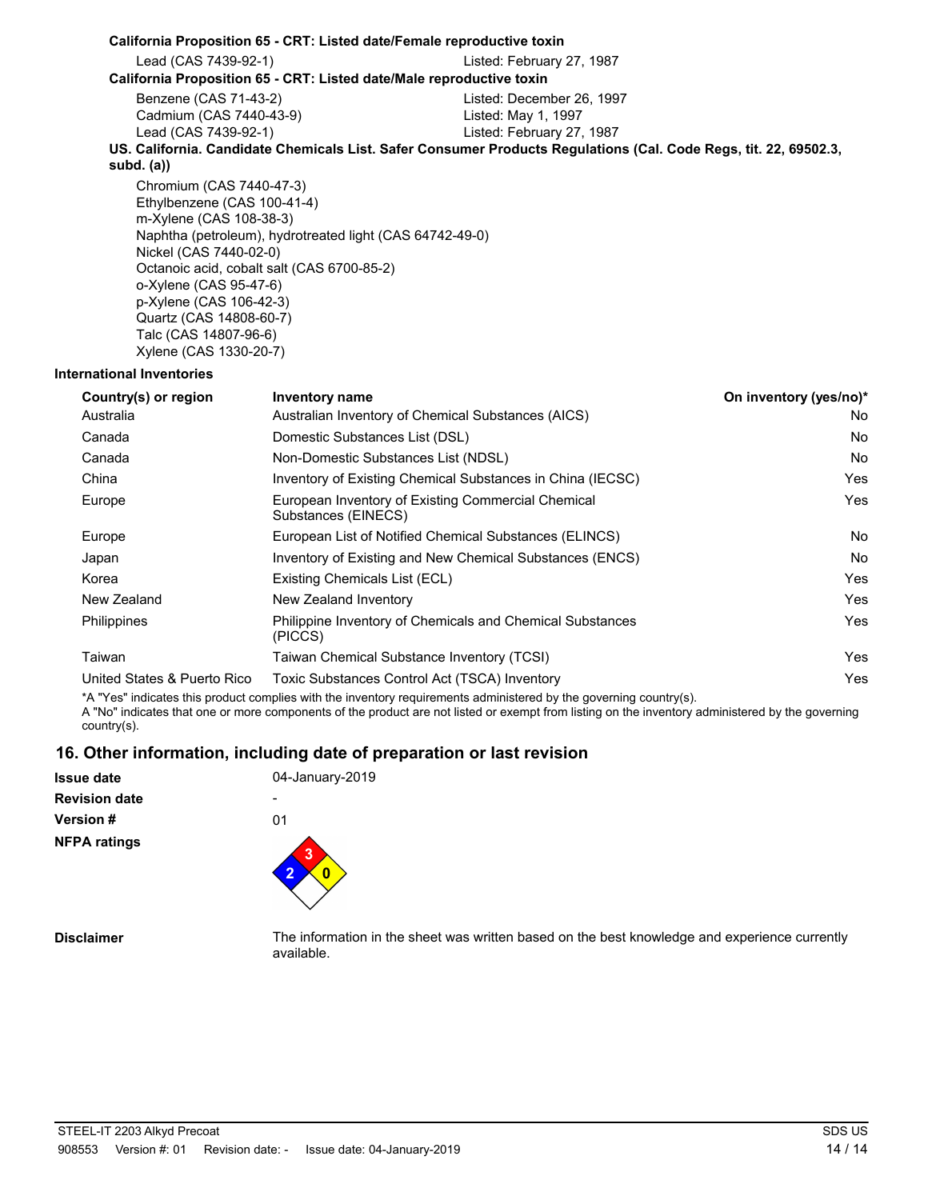**California Proposition 65 - CRT: Listed date/Female reproductive toxin**

| | |
|---|---|
| Lead (CAS 7439-92-1) | Listed: February 27, 1987 |

**California Proposition 65 - CRT: Listed date/Male reproductive toxin**

| | |
|---|---|
| Benzene (CAS 71-43-2) | Listed: December 26, 1997 |
| Cadmium (CAS 7440-43-9) | Listed: May 1, 1997 |
| Lead (CAS 7439-92-1) | Listed: February 27, 1987 |

**US. California. Candidate Chemicals List. Safer Consumer Products Regulations (Cal. Code Regs, tit. 22, 69502.3, subd. (a))**

Chromium (CAS 7440-47-3)
Ethylbenzene (CAS 100-41-4)
m-Xylene (CAS 108-38-3)
Naphtha (petroleum), hydrotreated light (CAS 64742-49-0)
Nickel (CAS 7440-02-0)
Octanoic acid, cobalt salt (CAS 6700-85-2)
o-Xylene (CAS 95-47-6)
p-Xylene (CAS 106-42-3)
Quartz (CAS 14808-60-7)
Talc (CAS 14807-96-6)
Xylene (CAS 1330-20-7)

**International Inventories**

| Country(s) or region | Inventory name | On inventory (yes/no)* |
|---|---|---|
| Australia | Australian Inventory of Chemical Substances (AICS) | No |
| Canada | Domestic Substances List (DSL) | No |
| Canada | Non-Domestic Substances List (NDSL) | No |
| China | Inventory of Existing Chemical Substances in China (IECSC) | Yes |
| Europe | European Inventory of Existing Commercial Chemical Substances (EINECS) | Yes |
| Europe | European List of Notified Chemical Substances (ELINCS) | No |
| Japan | Inventory of Existing and New Chemical Substances (ENCS) | No |
| Korea | Existing Chemicals List (ECL) | Yes |
| New Zealand | New Zealand Inventory | Yes |
| Philippines | Philippine Inventory of Chemicals and Chemical Substances (PICCS) | Yes |
| Taiwan | Taiwan Chemical Substance Inventory (TCSI) | Yes |
| United States & Puerto Rico | Toxic Substances Control Act (TSCA) Inventory | Yes |

*A "Yes" indicates this product complies with the inventory requirements administered by the governing country(s).
A "No" indicates that one or more components of the product are not listed or exempt from listing on the inventory administered by the governing country(s).

## 16. Other information, including date of preparation or last revision

**Issue date** 04-January-2019

**Revision date** -

**Version #** 01

**NFPA ratings**

3
2 0

**Disclaimer** The information in the sheet was written based on the best knowledge and experience currently available.